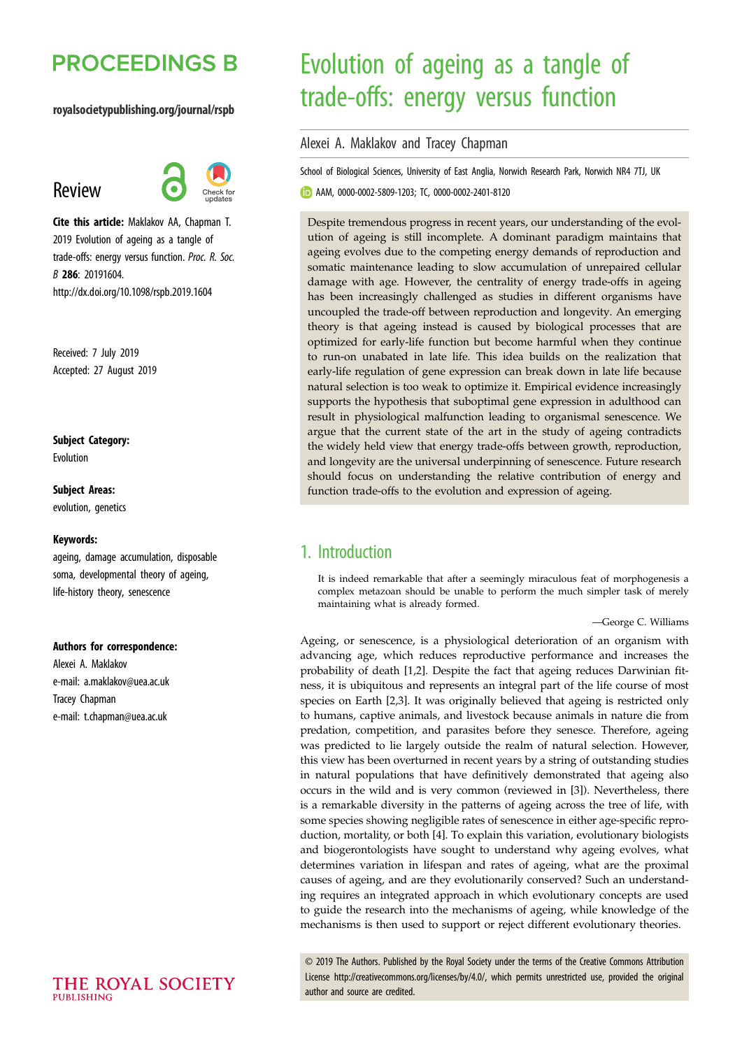# Evolution of ageing as a tangle of trade-offs: energy versus function

Alexei A. Maklakov and Tracey Chapman

School of Biological Sciences, University of East Anglia, Norwich Research Park, Norwich NR4 7TJ, UK

AAM, 0000-0002-5809-1203; TC, 0000-0002-2401-8120

**Review**

**Cite this article:** Maklakov AA, Chapman T. 2019 Evolution of ageing as a tangle of trade-offs: energy versus function. *Proc. R. Soc. B* **286**: 20191604. http://dx.doi.org/10.1098/rspb.2019.1604

Received: 7 July 2019
Accepted: 27 August 2019

**Subject Category:**
Evolution

**Subject Areas:**
evolution, genetics

**Keywords:**
ageing, damage accumulation, disposable soma, developmental theory of ageing, life-history theory, senescence

**Authors for correspondence:**
Alexei A. Maklakov
e-mail: a.maklakov@uea.ac.uk
Tracey Chapman
e-mail: t.chapman@uea.ac.uk

Despite tremendous progress in recent years, our understanding of the evolution of ageing is still incomplete. A dominant paradigm maintains that ageing evolves due to the competing energy demands of reproduction and somatic maintenance leading to slow accumulation of unrepaired cellular damage with age. However, the centrality of energy trade-offs in ageing has been increasingly challenged as studies in different organisms have uncoupled the trade-off between reproduction and longevity. An emerging theory is that ageing instead is caused by biological processes that are optimized for early-life function but become harmful when they continue to run-on unabated in late life. This idea builds on the realization that early-life regulation of gene expression can break down in late life because natural selection is too weak to optimize it. Empirical evidence increasingly supports the hypothesis that suboptimal gene expression in adulthood can result in physiological malfunction leading to organismal senescence. We argue that the current state of the art in the study of ageing contradicts the widely held view that energy trade-offs between growth, reproduction, and longevity are the universal underpinning of senescence. Future research should focus on understanding the relative contribution of energy and function trade-offs to the evolution and expression of ageing.

## 1. Introduction

> It is indeed remarkable that after a seemingly miraculous feat of morphogenesis a complex metazoan should be unable to perform the much simpler task of merely maintaining what is already formed.
>
> —George C. Williams

Ageing, or senescence, is a physiological deterioration of an organism with advancing age, which reduces reproductive performance and increases the probability of death [1,2]. Despite the fact that ageing reduces Darwinian fitness, it is ubiquitous and represents an integral part of the life course of most species on Earth [2,3]. It was originally believed that ageing is restricted only to humans, captive animals, and livestock because animals in nature die from predation, competition, and parasites before they senesce. Therefore, ageing was predicted to lie largely outside the realm of natural selection. However, this view has been overturned in recent years by a string of outstanding studies in natural populations that have definitively demonstrated that ageing also occurs in the wild and is very common (reviewed in [3]). Nevertheless, there is a remarkable diversity in the patterns of ageing across the tree of life, with some species showing negligible rates of senescence in either age-specific reproduction, mortality, or both [4]. To explain this variation, evolutionary biologists and biogerontologists have sought to understand why ageing evolves, what determines variation in lifespan and rates of ageing, what are the proximal causes of ageing, and are they evolutionarily conserved? Such an understanding requires an integrated approach in which evolutionary concepts are used to guide the research into the mechanisms of ageing, while knowledge of the mechanisms is then used to support or reject different evolutionary theories.

© 2019 The Authors. Published by the Royal Society under the terms of the Creative Commons Attribution License http://creativecommons.org/licenses/by/4.0/, which permits unrestricted use, provided the original author and source are credited.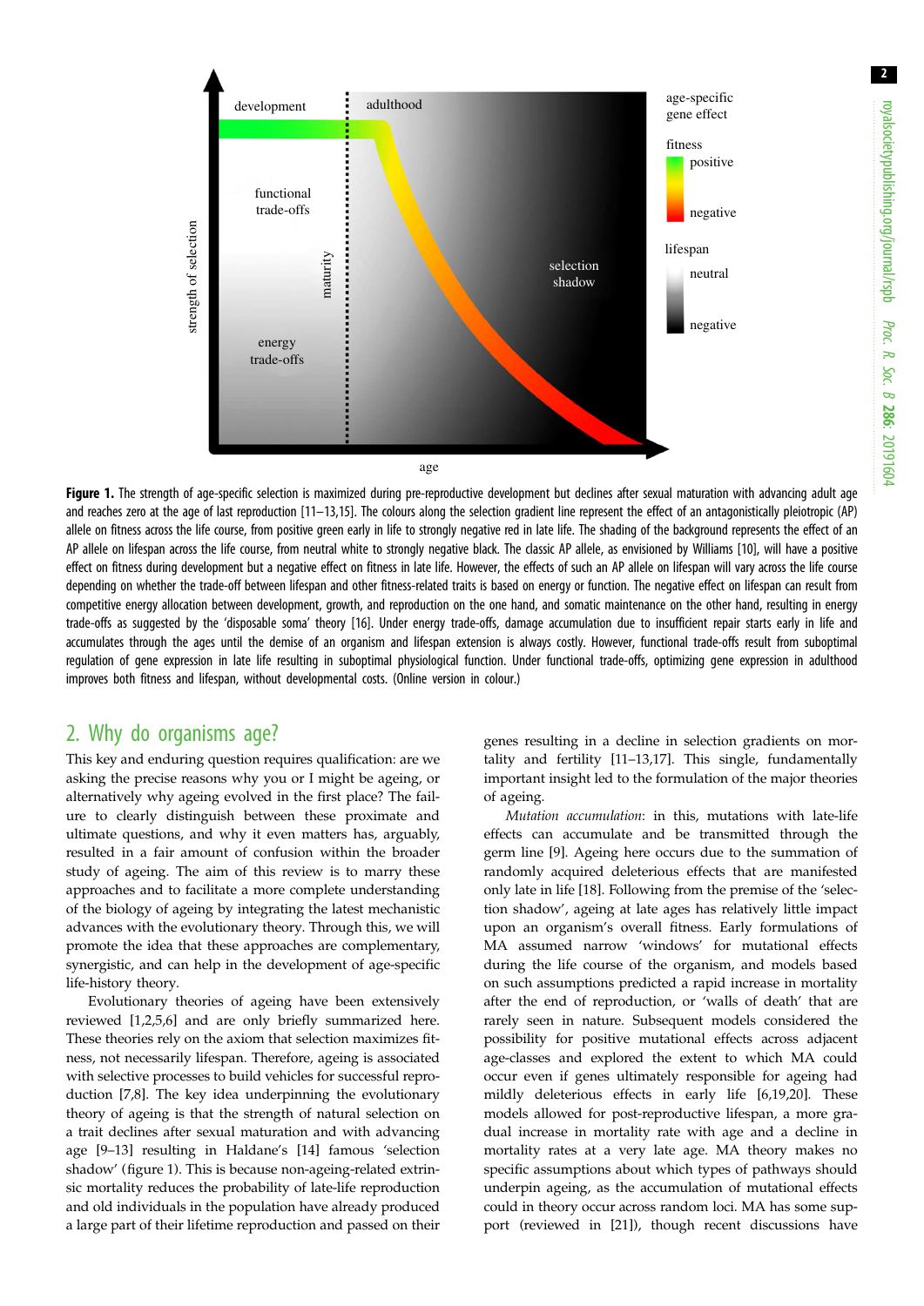**Figure 1.** The strength of age-specific selection is maximized during pre-reproductive development but declines after sexual maturation with advancing adult age and reaches zero at the age of last reproduction [11–13,15]. The colours along the selection gradient line represent the effect of an antagonistically pleiotropic (AP) allele on fitness across the life course, from positive green early in life to strongly negative red in late life. The shading of the background represents the effect of an AP allele on lifespan across the life course, from neutral white to strongly negative black. The classic AP allele, as envisioned by Williams [10], will have a positive effect on fitness during development but a negative effect on fitness in late life. However, the effects of such an AP allele on lifespan will vary across the life course depending on whether the trade-off between lifespan and other fitness-related traits is based on energy or function. The negative effect on lifespan can result from competitive energy allocation between development, growth, and reproduction on the one hand, and somatic maintenance on the other hand, resulting in energy trade-offs as suggested by the 'disposable soma' theory [16]. Under energy trade-offs, damage accumulation due to insufficient repair starts early in life and accumulates through the ages until the demise of an organism and lifespan extension is always costly. However, functional trade-offs result from suboptimal regulation of gene expression in late life resulting in suboptimal physiological function. Under functional trade-offs, optimizing gene expression in adulthood improves both fitness and lifespan, without developmental costs. (Online version in colour.)

## 2. Why do organisms age?

This key and enduring question requires qualification: are we asking the precise reasons why you or I might be ageing, or alternatively why ageing evolved in the first place? The failure to clearly distinguish between these proximate and ultimate questions, and why it even matters has, arguably, resulted in a fair amount of confusion within the broader study of ageing. The aim of this review is to marry these approaches and to facilitate a more complete understanding of the biology of ageing by integrating the latest mechanistic advances with the evolutionary theory. Through this, we will promote the idea that these approaches are complementary, synergistic, and can help in the development of age-specific life-history theory.

Evolutionary theories of ageing have been extensively reviewed [1,2,5,6] and are only briefly summarized here. These theories rely on the axiom that selection maximizes fitness, not necessarily lifespan. Therefore, ageing is associated with selective processes to build vehicles for successful reproduction [7,8]. The key idea underpinning the evolutionary theory of ageing is that the strength of natural selection on a trait declines after sexual maturation and with advancing age [9–13] resulting in Haldane's [14] famous 'selection shadow' (figure 1). This is because non-ageing-related extrinsic mortality reduces the probability of late-life reproduction and old individuals in the population have already produced a large part of their lifetime reproduction and passed on their genes resulting in a decline in selection gradients on mortality and fertility [11–13,17]. This single, fundamentally important insight led to the formulation of the major theories of ageing.

*Mutation accumulation*: in this, mutations with late-life effects can accumulate and be transmitted through the germ line [9]. Ageing here occurs due to the summation of randomly acquired deleterious effects that are manifested only late in life [18]. Following from the premise of the 'selection shadow', ageing at late ages has relatively little impact upon an organism's overall fitness. Early formulations of MA assumed narrow 'windows' for mutational effects during the life course of the organism, and models based on such assumptions predicted a rapid increase in mortality after the end of reproduction, or 'walls of death' that are rarely seen in nature. Subsequent models considered the possibility for positive mutational effects across adjacent age-classes and explored the extent to which MA could occur even if genes ultimately responsible for ageing had mildly deleterious effects in early life [6,19,20]. These models allowed for post-reproductive lifespan, a more gradual increase in mortality rate with age and a decline in mortality rates at a very late age. MA theory makes no specific assumptions about which types of pathways should underpin ageing, as the accumulation of mutational effects could in theory occur across random loci. MA has some support (reviewed in [21]), though recent discussions have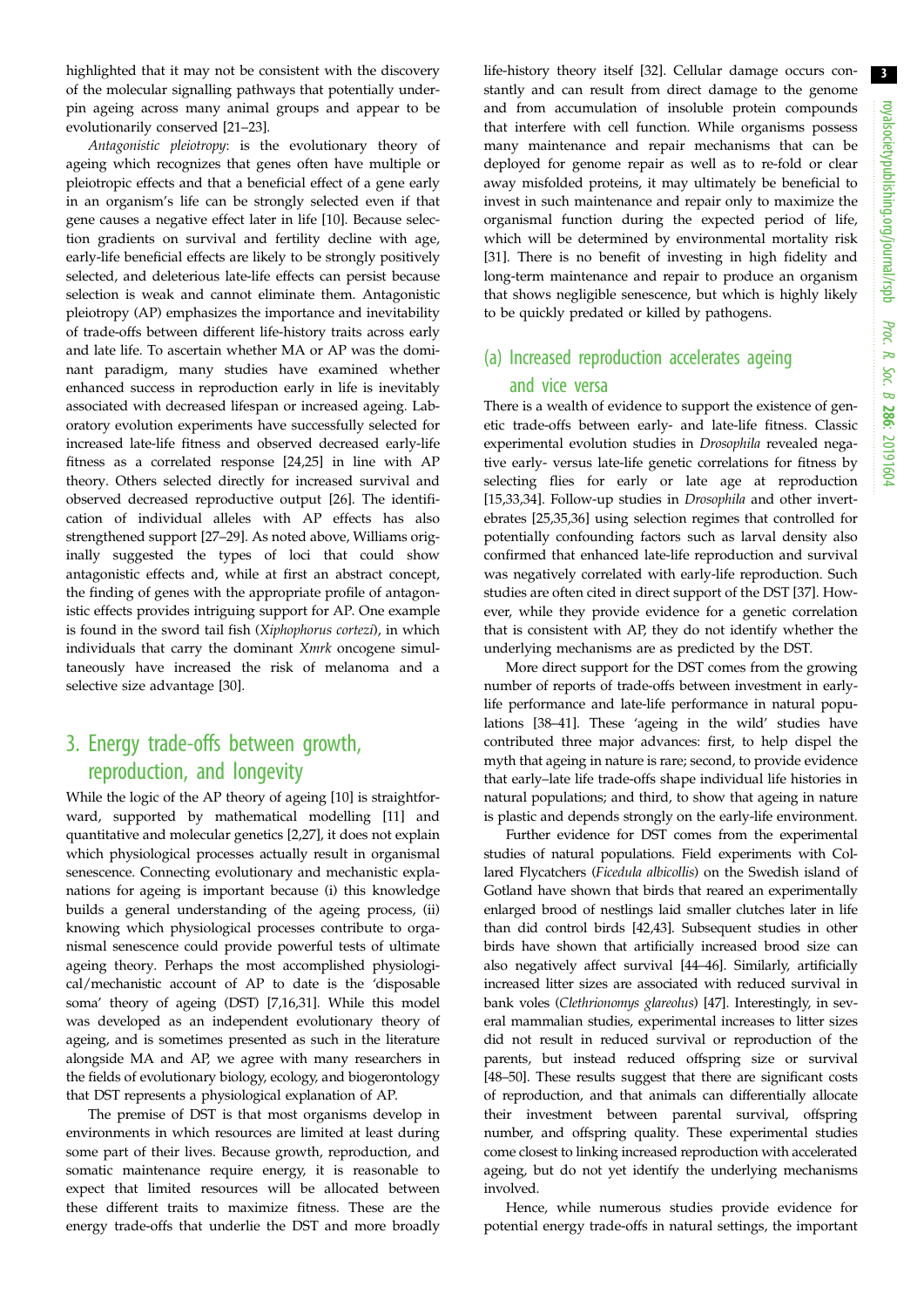highlighted that it may not be consistent with the discovery of the molecular signalling pathways that potentially underpin ageing across many animal groups and appear to be evolutionarily conserved [21–23].

*Antagonistic pleiotropy*: is the evolutionary theory of ageing which recognizes that genes often have multiple or pleiotropic effects and that a beneficial effect of a gene early in an organism's life can be strongly selected even if that gene causes a negative effect later in life [10]. Because selection gradients on survival and fertility decline with age, early-life beneficial effects are likely to be strongly positively selected, and deleterious late-life effects can persist because selection is weak and cannot eliminate them. Antagonistic pleiotropy (AP) emphasizes the importance and inevitability of trade-offs between different life-history traits across early and late life. To ascertain whether MA or AP was the dominant paradigm, many studies have examined whether enhanced success in reproduction early in life is inevitably associated with decreased lifespan or increased ageing. Laboratory evolution experiments have successfully selected for increased late-life fitness and observed decreased early-life fitness as a correlated response [24,25] in line with AP theory. Others selected directly for increased survival and observed decreased reproductive output [26]. The identification of individual alleles with AP effects has also strengthened support [27–29]. As noted above, Williams originally suggested the types of loci that could show antagonistic effects and, while at first an abstract concept, the finding of genes with the appropriate profile of antagonistic effects provides intriguing support for AP. One example is found in the sword tail fish (*Xiphophorus cortezi*), in which individuals that carry the dominant *Xmrk* oncogene simultaneously have increased the risk of melanoma and a selective size advantage [30].

## 3. Energy trade-offs between growth, reproduction, and longevity

While the logic of the AP theory of ageing [10] is straightforward, supported by mathematical modelling [11] and quantitative and molecular genetics [2,27], it does not explain which physiological processes actually result in organismal senescence. Connecting evolutionary and mechanistic explanations for ageing is important because (i) this knowledge builds a general understanding of the ageing process, (ii) knowing which physiological processes contribute to organismal senescence could provide powerful tests of ultimate ageing theory. Perhaps the most accomplished physiological/mechanistic account of AP to date is the 'disposable soma' theory of ageing (DST) [7,16,31]. While this model was developed as an independent evolutionary theory of ageing, and is sometimes presented as such in the literature alongside MA and AP, we agree with many researchers in the fields of evolutionary biology, ecology, and biogerontology that DST represents a physiological explanation of AP.

The premise of DST is that most organisms develop in environments in which resources are limited at least during some part of their lives. Because growth, reproduction, and somatic maintenance require energy, it is reasonable to expect that limited resources will be allocated between these different traits to maximize fitness. These are the energy trade-offs that underlie the DST and more broadly life-history theory itself [32]. Cellular damage occurs constantly and can result from direct damage to the genome and from accumulation of insoluble protein compounds that interfere with cell function. While organisms possess many maintenance and repair mechanisms that can be deployed for genome repair as well as to re-fold or clear away misfolded proteins, it may ultimately be beneficial to invest in such maintenance and repair only to maximize the organismal function during the expected period of life, which will be determined by environmental mortality risk [31]. There is no benefit of investing in high fidelity and long-term maintenance and repair to produce an organism that shows negligible senescence, but which is highly likely to be quickly predated or killed by pathogens.

### (a) Increased reproduction accelerates ageing and vice versa

There is a wealth of evidence to support the existence of genetic trade-offs between early- and late-life fitness. Classic experimental evolution studies in *Drosophila* revealed negative early- versus late-life genetic correlations for fitness by selecting flies for early or late age at reproduction [15,33,34]. Follow-up studies in *Drosophila* and other invertebrates [25,35,36] using selection regimes that controlled for potentially confounding factors such as larval density also confirmed that enhanced late-life reproduction and survival was negatively correlated with early-life reproduction. Such studies are often cited in direct support of the DST [37]. However, while they provide evidence for a genetic correlation that is consistent with AP, they do not identify whether the underlying mechanisms are as predicted by the DST.

More direct support for the DST comes from the growing number of reports of trade-offs between investment in early-life performance and late-life performance in natural populations [38–41]. These 'ageing in the wild' studies have contributed three major advances: first, to help dispel the myth that ageing in nature is rare; second, to provide evidence that early–late life trade-offs shape individual life histories in natural populations; and third, to show that ageing in nature is plastic and depends strongly on the early-life environment.

Further evidence for DST comes from the experimental studies of natural populations. Field experiments with Collared Flycatchers (*Ficedula albicollis*) on the Swedish island of Gotland have shown that birds that reared an experimentally enlarged brood of nestlings laid smaller clutches later in life than did control birds [42,43]. Subsequent studies in other birds have shown that artificially increased brood size can also negatively affect survival [44–46]. Similarly, artificially increased litter sizes are associated with reduced survival in bank voles (*Clethrionomys glareolus*) [47]. Interestingly, in several mammalian studies, experimental increases to litter sizes did not result in reduced survival or reproduction of the parents, but instead reduced offspring size or survival [48–50]. These results suggest that there are significant costs of reproduction, and that animals can differentially allocate their investment between parental survival, offspring number, and offspring quality. These experimental studies come closest to linking increased reproduction with accelerated ageing, but do not yet identify the underlying mechanisms involved.

Hence, while numerous studies provide evidence for potential energy trade-offs in natural settings, the important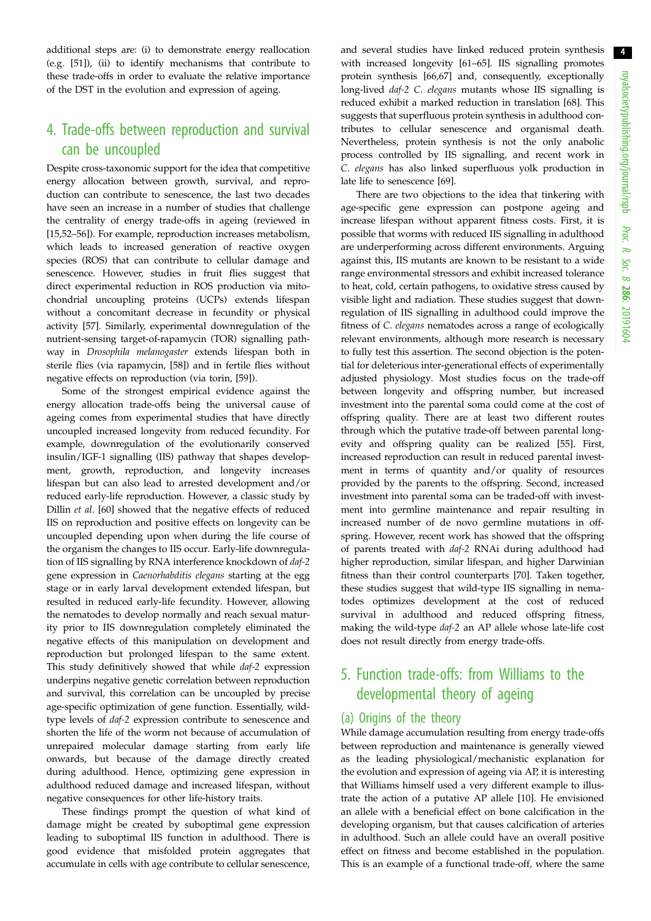additional steps are: (i) to demonstrate energy reallocation (e.g. [51]), (ii) to identify mechanisms that contribute to these trade-offs in order to evaluate the relative importance of the DST in the evolution and expression of ageing.

## 4. Trade-offs between reproduction and survival can be uncoupled

Despite cross-taxonomic support for the idea that competitive energy allocation between growth, survival, and reproduction can contribute to senescence, the last two decades have seen an increase in a number of studies that challenge the centrality of energy trade-offs in ageing (reviewed in [15,52–56]). For example, reproduction increases metabolism, which leads to increased generation of reactive oxygen species (ROS) that can contribute to cellular damage and senescence. However, studies in fruit flies suggest that direct experimental reduction in ROS production via mitochondrial uncoupling proteins (UCPs) extends lifespan without a concomitant decrease in fecundity or physical activity [57]. Similarly, experimental downregulation of the nutrient-sensing target-of-rapamycin (TOR) signalling pathway in *Drosophila melanogaster* extends lifespan both in sterile flies (via rapamycin, [58]) and in fertile flies without negative effects on reproduction (via torin, [59]).

Some of the strongest empirical evidence against the energy allocation trade-offs being the universal cause of ageing comes from experimental studies that have directly uncoupled increased longevity from reduced fecundity. For example, downregulation of the evolutionarily conserved insulin/IGF-1 signalling (IIS) pathway that shapes development, growth, reproduction, and longevity increases lifespan but can also lead to arrested development and/or reduced early-life reproduction. However, a classic study by Dillin *et al*. [60] showed that the negative effects of reduced IIS on reproduction and positive effects on longevity can be uncoupled depending upon when during the life course of the organism the changes to IIS occur. Early-life downregulation of IIS signalling by RNA interference knockdown of *daf-2* gene expression in *Caenorhabditis elegans* starting at the egg stage or in early larval development extended lifespan, but resulted in reduced early-life fecundity. However, allowing the nematodes to develop normally and reach sexual maturity prior to IIS downregulation completely eliminated the negative effects of this manipulation on development and reproduction but prolonged lifespan to the same extent. This study definitively showed that while *daf-2* expression underpins negative genetic correlation between reproduction and survival, this correlation can be uncoupled by precise age-specific optimization of gene function. Essentially, wild-type levels of *daf-2* expression contribute to senescence and shorten the life of the worm not because of accumulation of unrepaired molecular damage starting from early life onwards, but because of the damage directly created during adulthood. Hence, optimizing gene expression in adulthood reduced damage and increased lifespan, without negative consequences for other life-history traits.

These findings prompt the question of what kind of damage might be created by suboptimal gene expression leading to suboptimal IIS function in adulthood. There is good evidence that misfolded protein aggregates that accumulate in cells with age contribute to cellular senescence, and several studies have linked reduced protein synthesis with increased longevity [61–65]. IIS signalling promotes protein synthesis [66,67] and, consequently, exceptionally long-lived *daf-2 C. elegans* mutants whose IIS signalling is reduced exhibit a marked reduction in translation [68]. This suggests that superfluous protein synthesis in adulthood contributes to cellular senescence and organismal death. Nevertheless, protein synthesis is not the only anabolic process controlled by IIS signalling, and recent work in *C. elegans* has also linked superfluous yolk production in late life to senescence [69].

There are two objections to the idea that tinkering with age-specific gene expression can postpone ageing and increase lifespan without apparent fitness costs. First, it is possible that worms with reduced IIS signalling in adulthood are underperforming across different environments. Arguing against this, IIS mutants are known to be resistant to a wide range environmental stressors and exhibit increased tolerance to heat, cold, certain pathogens, to oxidative stress caused by visible light and radiation. These studies suggest that downregulation of IIS signalling in adulthood could improve the fitness of *C. elegans* nematodes across a range of ecologically relevant environments, although more research is necessary to fully test this assertion. The second objection is the potential for deleterious inter-generational effects of experimentally adjusted physiology. Most studies focus on the trade-off between longevity and offspring number, but increased investment into the parental soma could come at the cost of offspring quality. There are at least two different routes through which the putative trade-off between parental longevity and offspring quality can be realized [55]. First, increased reproduction can result in reduced parental investment in terms of quantity and/or quality of resources provided by the parents to the offspring. Second, increased investment into parental soma can be traded-off with investment into germline maintenance and repair resulting in increased number of de novo germline mutations in offspring. However, recent work has showed that the offspring of parents treated with *daf-2* RNAi during adulthood had higher reproduction, similar lifespan, and higher Darwinian fitness than their control counterparts [70]. Taken together, these studies suggest that wild-type IIS signalling in nematodes optimizes development at the cost of reduced survival in adulthood and reduced offspring fitness, making the wild-type *daf-2* an AP allele whose late-life cost does not result directly from energy trade-offs.

## 5. Function trade-offs: from Williams to the developmental theory of ageing

### (a) Origins of the theory

While damage accumulation resulting from energy trade-offs between reproduction and maintenance is generally viewed as the leading physiological/mechanistic explanation for the evolution and expression of ageing via AP, it is interesting that Williams himself used a very different example to illustrate the action of a putative AP allele [10]. He envisioned an allele with a beneficial effect on bone calcification in the developing organism, but that causes calcification of arteries in adulthood. Such an allele could have an overall positive effect on fitness and become established in the population. This is an example of a functional trade-off, where the same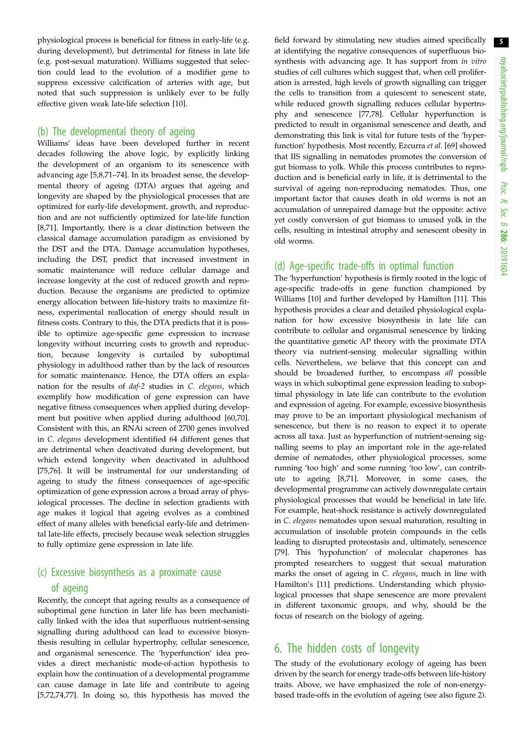physiological process is beneficial for fitness in early-life (e.g. during development), but detrimental for fitness in late life (e.g. post-sexual maturation). Williams suggested that selection could lead to the evolution of a modifier gene to suppress excessive calcification of arteries with age, but noted that such suppression is unlikely ever to be fully effective given weak late-life selection [10].

### (b) The developmental theory of ageing

Williams' ideas have been developed further in recent decades following the above logic, by explicitly linking the development of an organism to its senescence with advancing age [5,8,71–74]. In its broadest sense, the developmental theory of ageing (DTA) argues that ageing and longevity are shaped by the physiological processes that are optimized for early-life development, growth, and reproduction and are not sufficiently optimized for late-life function [8,71]. Importantly, there is a clear distinction between the classical damage accumulation paradigm as envisioned by the DST and the DTA. Damage accumulation hypotheses, including the DST, predict that increased investment in somatic maintenance will reduce cellular damage and increase longevity at the cost of reduced growth and reproduction. Because the organisms are predicted to optimize energy allocation between life-history traits to maximize fitness, experimental reallocation of energy should result in fitness costs. Contrary to this, the DTA predicts that it is possible to optimize age-specific gene expression to increase longevity without incurring costs to growth and reproduction, because longevity is curtailed by suboptimal physiology in adulthood rather than by the lack of resources for somatic maintenance. Hence, the DTA offers an explanation for the results of *daf-2* studies in *C. elegans*, which exemplify how modification of gene expression can have negative fitness consequences when applied during development but positive when applied during adulthood [60,70]. Consistent with this, an RNAi screen of 2700 genes involved in *C. elegans* development identified 64 different genes that are detrimental when deactivated during development, but which extend longevity when deactivated in adulthood [75,76]. It will be instrumental for our understanding of ageing to study the fitness consequences of age-specific optimization of gene expression across a broad array of physiological processes. The decline in selection gradients with age makes it logical that ageing evolves as a combined effect of many alleles with beneficial early-life and detrimental late-life effects, precisely because weak selection struggles to fully optimize gene expression in late life.

### (c) Excessive biosynthesis as a proximate cause of ageing

Recently, the concept that ageing results as a consequence of suboptimal gene function in later life has been mechanistically linked with the idea that superfluous nutrient-sensing signalling during adulthood can lead to excessive biosynthesis resulting in cellular hypertrophy, cellular senescence, and organismal senescence. The 'hyperfunction' idea provides a direct mechanistic mode-of-action hypothesis to explain how the continuation of a developmental programme can cause damage in late life and contribute to ageing [5,72,74,77]. In doing so, this hypothesis has moved the field forward by stimulating new studies aimed specifically at identifying the negative consequences of superfluous biosynthesis with advancing age. It has support from *in vitro* studies of cell cultures which suggest that, when cell proliferation is arrested, high levels of growth signalling can trigger the cells to transition from a quiescent to senescent state, while reduced growth signalling reduces cellular hypertrophy and senescence [77,78]. Cellular hyperfunction is predicted to result in organismal senescence and death, and demonstrating this link is vital for future tests of the 'hyperfunction' hypothesis. Most recently, Ezcurra *et al*. [69] showed that IIS signalling in nematodes promotes the conversion of gut biomass to yolk. While this process contributes to reproduction and is beneficial early in life, it is detrimental to the survival of ageing non-reproducing nematodes. Thus, one important factor that causes death in old worms is not an accumulation of unrepaired damage but the opposite: active yet costly conversion of gut biomass to unused yolk in the cells, resulting in intestinal atrophy and senescent obesity in old worms.

### (d) Age-specific trade-offs in optimal function

The 'hyperfunction' hypothesis is firmly rooted in the logic of age-specific trade-offs in gene function championed by Williams [10] and further developed by Hamilton [11]. This hypothesis provides a clear and detailed physiological explanation for how excessive biosynthesis in late life can contribute to cellular and organismal senescence by linking the quantitative genetic AP theory with the proximate DTA theory via nutrient-sensing molecular signalling within cells. Nevertheless, we believe that this concept can and should be broadened further, to encompass *all* possible ways in which suboptimal gene expression leading to suboptimal physiology in late life can contribute to the evolution and expression of ageing. For example, excessive biosynthesis may prove to be an important physiological mechanism of senescence, but there is no reason to expect it to operate across all taxa. Just as hyperfunction of nutrient-sensing signalling seems to play an important role in the age-related demise of nematodes, other physiological processes, some running 'too high' and some running 'too low', can contribute to ageing [8,71]. Moreover, in some cases, the developmental programme can actively downregulate certain physiological processes that would be beneficial in late life. For example, heat-shock resistance is actively downregulated in *C. elegans* nematodes upon sexual maturation, resulting in accumulation of insoluble protein compounds in the cells leading to disrupted proteostasis and, ultimately, senescence [79]. This 'hypofunction' of molecular chaperones has prompted researchers to suggest that sexual maturation marks the onset of ageing in *C. elegans*, much in line with Hamilton's [11] predictions. Understanding which physiological processes that shape senescence are more prevalent in different taxonomic groups, and why, should be the focus of research on the biology of ageing.

## 6. The hidden costs of longevity

The study of the evolutionary ecology of ageing has been driven by the search for energy trade-offs between life-history traits. Above, we have emphasized the role of non-energy-based trade-offs in the evolution of ageing (see also figure 2).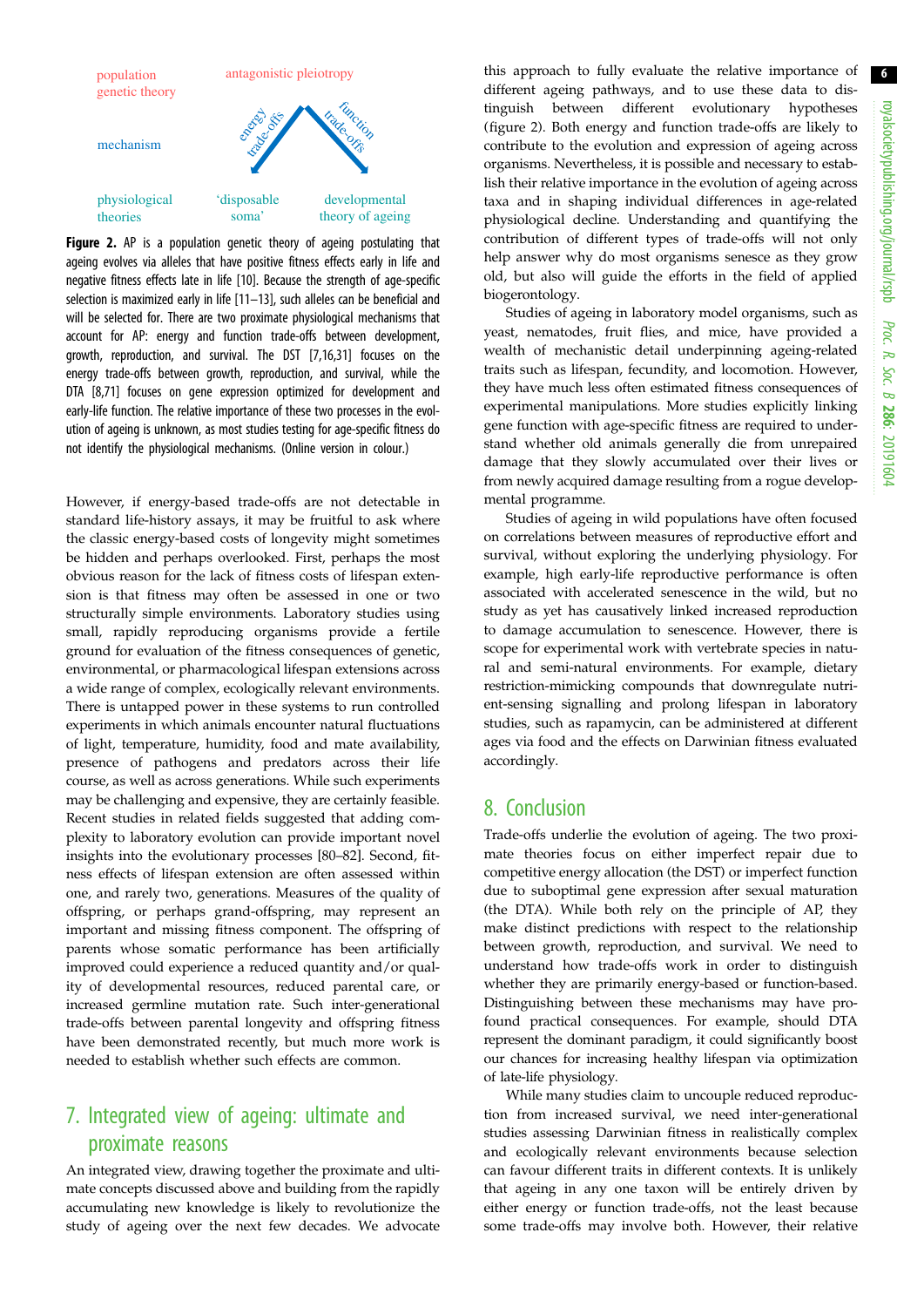population genetic theory | antagonistic pleiotropy

mechanism | energy trade-offs | function trade-offs

physiological theories | 'disposable soma' | developmental theory of ageing

**Figure 2.** AP is a population genetic theory of ageing postulating that ageing evolves via alleles that have positive fitness effects early in life and negative fitness effects late in life [10]. Because the strength of age-specific selection is maximized early in life [11–13], such alleles can be beneficial and will be selected for. There are two proximate physiological mechanisms that account for AP: energy and function trade-offs between development, growth, reproduction, and survival. The DST [7,16,31] focuses on the energy trade-offs between growth, reproduction, and survival, while the DTA [8,71] focuses on gene expression optimized for development and early-life function. The relative importance of these two processes in the evolution of ageing is unknown, as most studies testing for age-specific fitness do not identify the physiological mechanisms. (Online version in colour.)

However, if energy-based trade-offs are not detectable in standard life-history assays, it may be fruitful to ask where the classic energy-based costs of longevity might sometimes be hidden and perhaps overlooked. First, perhaps the most obvious reason for the lack of fitness costs of lifespan extension is that fitness may often be assessed in one or two structurally simple environments. Laboratory studies using small, rapidly reproducing organisms provide a fertile ground for evaluation of the fitness consequences of genetic, environmental, or pharmacological lifespan extensions across a wide range of complex, ecologically relevant environments. There is untapped power in these systems to run controlled experiments in which animals encounter natural fluctuations of light, temperature, humidity, food and mate availability, presence of pathogens and predators across their life course, as well as across generations. While such experiments may be challenging and expensive, they are certainly feasible. Recent studies in related fields suggested that adding complexity to laboratory evolution can provide important novel insights into the evolutionary processes [80–82]. Second, fitness effects of lifespan extension are often assessed within one, and rarely two, generations. Measures of the quality of offspring, or perhaps grand-offspring, may represent an important and missing fitness component. The offspring of parents whose somatic performance has been artificially improved could experience a reduced quantity and/or quality of developmental resources, reduced parental care, or increased germline mutation rate. Such inter-generational trade-offs between parental longevity and offspring fitness have been demonstrated recently, but much more work is needed to establish whether such effects are common.

## 7. Integrated view of ageing: ultimate and proximate reasons

An integrated view, drawing together the proximate and ultimate concepts discussed above and building from the rapidly accumulating new knowledge is likely to revolutionize the study of ageing over the next few decades. We advocate this approach to fully evaluate the relative importance of different ageing pathways, and to use these data to distinguish between different evolutionary hypotheses (figure 2). Both energy and function trade-offs are likely to contribute to the evolution and expression of ageing across organisms. Nevertheless, it is possible and necessary to establish their relative importance in the evolution of ageing across taxa and in shaping individual differences in age-related physiological decline. Understanding and quantifying the contribution of different types of trade-offs will not only help answer why do most organisms senesce as they grow old, but also will guide the efforts in the field of applied biogerontology.

Studies of ageing in laboratory model organisms, such as yeast, nematodes, fruit flies, and mice, have provided a wealth of mechanistic detail underpinning ageing-related traits such as lifespan, fecundity, and locomotion. However, they have much less often estimated fitness consequences of experimental manipulations. More studies explicitly linking gene function with age-specific fitness are required to understand whether old animals generally die from unrepaired damage that they slowly accumulated over their lives or from newly acquired damage resulting from a rogue developmental programme.

Studies of ageing in wild populations have often focused on correlations between measures of reproductive effort and survival, without exploring the underlying physiology. For example, high early-life reproductive performance is often associated with accelerated senescence in the wild, but no study as yet has causatively linked increased reproduction to damage accumulation to senescence. However, there is scope for experimental work with vertebrate species in natural and semi-natural environments. For example, dietary restriction-mimicking compounds that downregulate nutrient-sensing signalling and prolong lifespan in laboratory studies, such as rapamycin, can be administered at different ages via food and the effects on Darwinian fitness evaluated accordingly.

## 8. Conclusion

Trade-offs underlie the evolution of ageing. The two proximate theories focus on either imperfect repair due to competitive energy allocation (the DST) or imperfect function due to suboptimal gene expression after sexual maturation (the DTA). While both rely on the principle of AP, they make distinct predictions with respect to the relationship between growth, reproduction, and survival. We need to understand how trade-offs work in order to distinguish whether they are primarily energy-based or function-based. Distinguishing between these mechanisms may have profound practical consequences. For example, should DTA represent the dominant paradigm, it could significantly boost our chances for increasing healthy lifespan via optimization of late-life physiology.

While many studies claim to uncouple reduced reproduction from increased survival, we need inter-generational studies assessing Darwinian fitness in realistically complex and ecologically relevant environments because selection can favour different traits in different contexts. It is unlikely that ageing in any one taxon will be entirely driven by either energy or function trade-offs, not the least because some trade-offs may involve both. However, their relative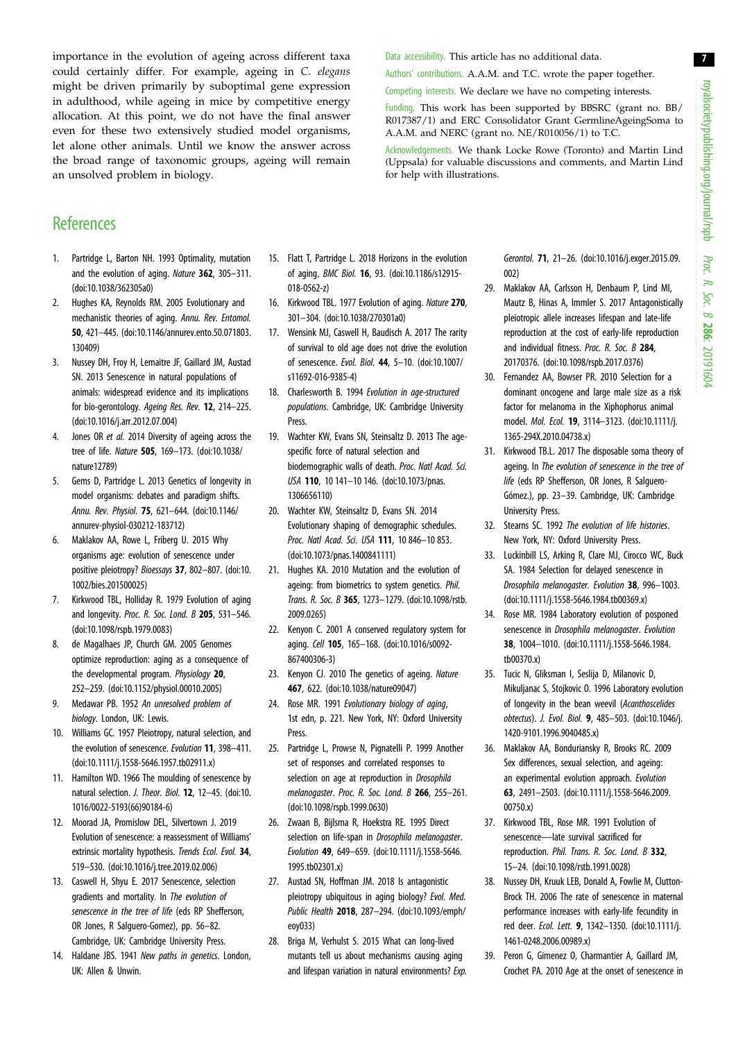importance in the evolution of ageing across different taxa could certainly differ. For example, ageing in *C. elegans* might be driven primarily by suboptimal gene expression in adulthood, while ageing in mice by competitive energy allocation. At this point, we do not have the final answer even for these two extensively studied model organisms, let alone other animals. Until we know the answer across the broad range of taxonomic groups, ageing will remain an unsolved problem in biology.

Data accessibility. This article has no additional data.

Authors' contributions. A.A.M. and T.C. wrote the paper together.

Competing interests. We declare we have no competing interests.

Funding. This work has been supported by BBSRC (grant no. BB/R017387/1) and ERC Consolidator Grant GermlineAgeingSoma to A.A.M. and NERC (grant no. NE/R010056/1) to T.C.

Acknowledgements. We thank Locke Rowe (Toronto) and Martin Lind (Uppsala) for valuable discussions and comments, and Martin Lind for help with illustrations.

## References

1. Partridge L, Barton NH. 1993 Optimality, mutation and the evolution of aging. *Nature* **362**, 305–311. (doi:10.1038/362305a0)
2. Hughes KA, Reynolds RM. 2005 Evolutionary and mechanistic theories of aging. *Annu. Rev. Entomol.* **50**, 421–445. (doi:10.1146/annurev.ento.50.071803.130409)
3. Nussey DH, Froy H, Lemaitre JF, Gaillard JM, Austad SN. 2013 Senescence in natural populations of animals: widespread evidence and its implications for bio-gerontology. *Ageing Res. Rev.* **12**, 214–225. (doi:10.1016/j.arr.2012.07.004)
4. Jones OR *et al.* 2014 Diversity of ageing across the tree of life. *Nature* **505**, 169–173. (doi:10.1038/nature12789)
5. Gems D, Partridge L. 2013 Genetics of longevity in model organisms: debates and paradigm shifts. *Annu. Rev. Physiol.* **75**, 621–644. (doi:10.1146/annurev-physiol-030212-183712)
6. Maklakov AA, Rowe L, Friberg U. 2015 Why organisms age: evolution of senescence under positive pleiotropy? *Bioessays* **37**, 802–807. (doi:10.1002/bies.201500025)
7. Kirkwood TBL, Holliday R. 1979 Evolution of aging and longevity. *Proc. R. Soc. Lond. B* **205**, 531–546. (doi:10.1098/rspb.1979.0083)
8. de Magalhaes JP, Church GM. 2005 Genomes optimize reproduction: aging as a consequence of the developmental program. *Physiology* **20**, 252–259. (doi:10.1152/physiol.00010.2005)
9. Medawar PB. 1952 *An unresolved problem of biology*. London, UK: Lewis.
10. Williams GC. 1957 Pleiotropy, natural selection, and the evolution of senescence. *Evolution* **11**, 398–411. (doi:10.1111/j.1558-5646.1957.tb02911.x)
11. Hamilton WD. 1966 The moulding of senescence by natural selection. *J. Theor. Biol.* **12**, 12–45. (doi:10.1016/0022-5193(66)90184-6)
12. Moorad JA, Promislow DEL, Silvertown J. 2019 Evolution of senescence: a reassessment of Williams' extrinsic mortality hypothesis. *Trends Ecol. Evol.* **34**, 519–530. (doi:10.1016/j.tree.2019.02.006)
13. Caswell H, Shyu E. 2017 Senescence, selection gradients and mortality. In *The evolution of senescence in the tree of life* (eds RP Shefferson, OR Jones, R Salguero-Gomez), pp. 56–82. Cambridge, UK: Cambridge University Press.
14. Haldane JBS. 1941 *New paths in genetics*. London, UK: Allen & Unwin.
15. Flatt T, Partridge L. 2018 Horizons in the evolution of aging. *BMC Biol.* **16**, 93. (doi:10.1186/s12915-018-0562-z)
16. Kirkwood TBL. 1977 Evolution of aging. *Nature* **270**, 301–304. (doi:10.1038/270301a0)
17. Wensink MJ, Caswell H, Baudisch A. 2017 The rarity of survival to old age does not drive the evolution of senescence. *Evol. Biol.* **44**, 5–10. (doi:10.1007/s11692-016-9385-4)
18. Charlesworth B. 1994 *Evolution in age-structured populations*. Cambridge, UK: Cambridge University Press.
19. Wachter KW, Evans SN, Steinsaltz D. 2013 The age-specific force of natural selection and biodemographic walls of death. *Proc. Natl Acad. Sci. USA* **110**, 10 141–10 146. (doi:10.1073/pnas.1306656110)
20. Wachter KW, Steinsaltz D, Evans SN. 2014 Evolutionary shaping of demographic schedules. *Proc. Natl Acad. Sci. USA* **111**, 10 846–10 853. (doi:10.1073/pnas.1400841111)
21. Hughes KA. 2010 Mutation and the evolution of ageing: from biometrics to system genetics. *Phil. Trans. R. Soc. B* **365**, 1273–1279. (doi:10.1098/rstb.2009.0265)
22. Kenyon C. 2001 A conserved regulatory system for aging. *Cell* **105**, 165–168. (doi:10.1016/s0092-867400306-3)
23. Kenyon CJ. 2010 The genetics of ageing. *Nature* **467**, 622. (doi:10.1038/nature09047)
24. Rose MR. 1991 *Evolutionary biology of aging*, 1st edn, p. 221. New York, NY: Oxford University Press.
25. Partridge L, Prowse N, Pignatelli P. 1999 Another set of responses and correlated responses to selection on age at reproduction in *Drosophila melanogaster*. *Proc. R. Soc. Lond. B* **266**, 255–261. (doi:10.1098/rspb.1999.0630)
26. Zwaan B, Bijlsma R, Hoekstra RE. 1995 Direct selection on life-span in *Drosophila melanogaster*. *Evolution* **49**, 649–659. (doi:10.1111/j.1558-5646.1995.tb02301.x)
27. Austad SN, Hoffman JM. 2018 Is antagonistic pleiotropy ubiquitous in aging biology? *Evol. Med. Public Health* **2018**, 287–294. (doi:10.1093/emph/eoy033)
28. Briga M, Verhulst S. 2015 What can long-lived mutants tell us about mechanisms causing aging and lifespan variation in natural environments? *Exp. Gerontol.* **71**, 21–26. (doi:10.1016/j.exger.2015.09.002)
29. Maklakov AA, Carlsson H, Denbaum P, Lind MI, Mautz B, Hinas A, Immler S. 2017 Antagonistically pleiotropic allele increases lifespan and late-life reproduction at the cost of early-life reproduction and individual fitness. *Proc. R. Soc. B* **284**, 20170376. (doi:10.1098/rspb.2017.0376)
30. Fernandez AA, Bowser PR. 2010 Selection for a dominant oncogene and large male size as a risk factor for melanoma in the Xiphophorus animal model. *Mol. Ecol.* **19**, 3114–3123. (doi:10.1111/j.1365-294X.2010.04738.x)
31. Kirkwood TB.L. 2017 The disposable soma theory of ageing. In *The evolution of senescence in the tree of life* (eds RP Shefferson, OR Jones, R Salguero-Gómez.), pp. 23–39. Cambridge, UK: Cambridge University Press.
32. Stearns SC. 1992 *The evolution of life histories*. New York, NY: Oxford University Press.
33. Luckinbill LS, Arking R, Clare MJ, Cirocco WC, Buck SA. 1984 Selection for delayed senescence in *Drosophila melanogaster*. *Evolution* **38**, 996–1003. (doi:10.1111/j.1558-5646.1984.tb00369.x)
34. Rose MR. 1984 Laboratory evolution of posponed senescence in *Drosophila melanogaster*. *Evolution* **38**, 1004–1010. (doi:10.1111/j.1558-5646.1984.tb00370.x)
35. Tucic N, Gliksman I, Seslija D, Milanovic D, Mikuljanac S, Stojkovic O. 1996 Laboratory evolution of longevity in the bean weevil (*Acanthoscelides obtectus*). *J. Evol. Biol.* **9**, 485–503. (doi:10.1046/j.1420-9101.1996.9040485.x)
36. Maklakov AA, Bonduriansky R, Brooks RC. 2009 Sex differences, sexual selection, and ageing: an experimental evolution approach. *Evolution* **63**, 2491–2503. (doi:10.1111/j.1558-5646.2009.00750.x)
37. Kirkwood TBL, Rose MR. 1991 Evolution of senescence—late survival sacrificed for reproduction. *Phil. Trans. R. Soc. Lond. B* **332**, 15–24. (doi:10.1098/rstb.1991.0028)
38. Nussey DH, Kruuk LEB, Donald A, Fowlie M, Clutton-Brock TH. 2006 The rate of senescence in maternal performance increases with early-life fecundity in red deer. *Ecol. Lett.* **9**, 1342–1350. (doi:10.1111/j.1461-0248.2006.00989.x)
39. Peron G, Gimenez O, Charmantier A, Gaillard JM, Crochet PA. 2010 Age at the onset of senescence in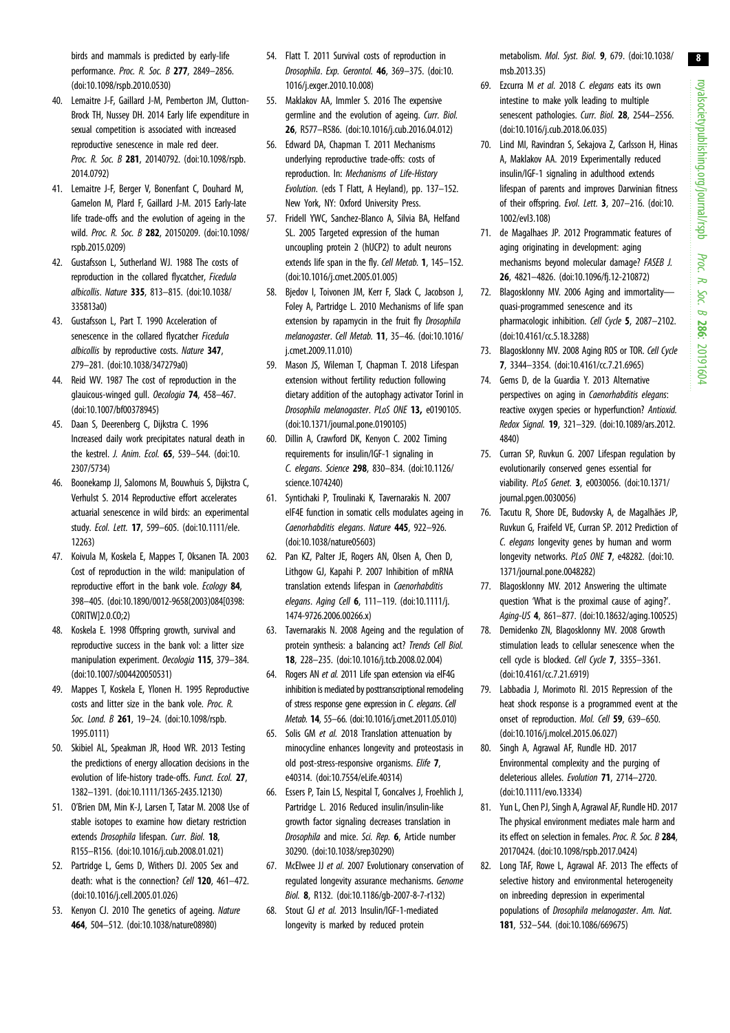birds and mammals is predicted by early-life performance. *Proc. R. Soc. B* **277**, 2849–2856. (doi:10.1098/rspb.2010.0530)

40. Lemaitre J-F, Gaillard J-M, Pemberton JM, Clutton-Brock TH, Nussey DH. 2014 Early life expenditure in sexual competition is associated with increased reproductive senescence in male red deer. *Proc. R. Soc. B* **281**, 20140792. (doi:10.1098/rspb.2014.0792)
41. Lemaitre J-F, Berger V, Bonenfant C, Douhard M, Gamelon M, Plard F, Gaillard J-M. 2015 Early-late life trade-offs and the evolution of ageing in the wild. *Proc. R. Soc. B* **282**, 20150209. (doi:10.1098/rspb.2015.0209)
42. Gustafsson L, Sutherland WJ. 1988 The costs of reproduction in the collared flycatcher, *Ficedula albicollis*. *Nature* **335**, 813–815. (doi:10.1038/335813a0)
43. Gustafsson L, Part T. 1990 Acceleration of senescence in the collared flycatcher *Ficedula albicollis* by reproductive costs. *Nature* **347**, 279–281. (doi:10.1038/347279a0)
44. Reid WV. 1987 The cost of reproduction in the glaucous-winged gull. *Oecologia* **74**, 458–467. (doi:10.1007/bf00378945)
45. Daan S, Deerenberg C, Dijkstra C. 1996 Increased daily work precipitates natural death in the kestrel. *J. Anim. Ecol.* **65**, 539–544. (doi:10.2307/5734)
46. Boonekamp JJ, Salomons M, Bouwhuis S, Dijkstra C, Verhulst S. 2014 Reproductive effort accelerates actuarial senescence in wild birds: an experimental study. *Ecol. Lett.* **17**, 599–605. (doi:10.1111/ele.12263)
47. Koivula M, Koskela E, Mappes T, Oksanen TA. 2003 Cost of reproduction in the wild: manipulation of reproductive effort in the bank vole. *Ecology* **84**, 398–405. (doi:10.1890/0012-9658(2003)084[0398:CORITW]2.0.CO;2)
48. Koskela E. 1998 Offspring growth, survival and reproductive success in the bank vol: a litter size manipulation experiment. *Oecologia* **115**, 379–384. (doi:10.1007/s004420050531)
49. Mappes T, Koskela E, Ylonen H. 1995 Reproductive costs and litter size in the bank vole. *Proc. R. Soc. Lond. B* **261**, 19–24. (doi:10.1098/rspb.1995.0111)
50. Skibiel AL, Speakman JR, Hood WR. 2013 Testing the predictions of energy allocation decisions in the evolution of life-history trade-offs. *Funct. Ecol.* **27**, 1382–1391. (doi:10.1111/1365-2435.12130)
51. O'Brien DM, Min K-J, Larsen T, Tatar M. 2008 Use of stable isotopes to examine how dietary restriction extends *Drosophila* lifespan. *Curr. Biol.* **18**, R155–R156. (doi:10.1016/j.cub.2008.01.021)
52. Partridge L, Gems D, Withers DJ. 2005 Sex and death: what is the connection? *Cell* **120**, 461–472. (doi:10.1016/j.cell.2005.01.026)
53. Kenyon CJ. 2010 The genetics of ageing. *Nature* **464**, 504–512. (doi:10.1038/nature08980)
54. Flatt T. 2011 Survival costs of reproduction in *Drosophila*. *Exp. Gerontol.* **46**, 369–375. (doi:10.1016/j.exger.2010.10.008)
55. Maklakov AA, Immler S. 2016 The expensive germline and the evolution of ageing. *Curr. Biol.* **26**, R577–R586. (doi:10.1016/j.cub.2016.04.012)
56. Edward DA, Chapman T. 2011 Mechanisms underlying reproductive trade-offs: costs of reproduction. In: *Mechanisms of Life-History Evolution*. (eds T Flatt, A Heyland), pp. 137–152. New York, NY: Oxford University Press.
57. Fridell YWC, Sanchez-Blanco A, Silvia BA, Helfand SL. 2005 Targeted expression of the human uncoupling protein 2 (hUCP2) to adult neurons extends life span in the fly. *Cell Metab.* **1**, 145–152. (doi:10.1016/j.cmet.2005.01.005)
58. Bjedov I, Toivonen JM, Kerr F, Slack C, Jacobson J, Foley A, Partridge L. 2010 Mechanisms of life span extension by rapamycin in the fruit fly *Drosophila melanogaster*. *Cell Metab.* **11**, 35–46. (doi:10.1016/j.cmet.2009.11.010)
59. Mason JS, Wileman T, Chapman T. 2018 Lifespan extension without fertility reduction following dietary addition of the autophagy activator Torin1 in *Drosophila melanogaster*. *PLoS ONE* **13,** e0190105. (doi:10.1371/journal.pone.0190105)
60. Dillin A, Crawford DK, Kenyon C. 2002 Timing requirements for insulin/IGF-1 signaling in *C. elegans*. *Science* **298**, 830–834. (doi:10.1126/science.1074240)
61. Syntichaki P, Troulinaki K, Tavernarakis N. 2007 eIF4E function in somatic cells modulates ageing in *Caenorhabditis elegans*. *Nature* **445**, 922–926. (doi:10.1038/nature05603)
62. Pan KZ, Palter JE, Rogers AN, Olsen A, Chen D, Lithgow GJ, Kapahi P. 2007 Inhibition of mRNA translation extends lifespan in *Caenorhabditis elegans*. *Aging Cell* **6**, 111–119. (doi:10.1111/j.1474-9726.2006.00266.x)
63. Tavernarakis N. 2008 Ageing and the regulation of protein synthesis: a balancing act? *Trends Cell Biol.* **18**, 228–235. (doi:10.1016/j.tcb.2008.02.004)
64. Rogers AN *et al.* 2011 Life span extension via eIF4G inhibition is mediated by posttranscriptional remodeling of stress response gene expression in *C. elegans*. *Cell Metab.* **14**, 55–66. (doi:10.1016/j.cmet.2011.05.010)
65. Solis GM *et al.* 2018 Translation attenuation by minocycline enhances longevity and proteostasis in old post-stress-responsive organisms. *Elife* **7**, e40314. (doi:10.7554/eLife.40314)
66. Essers P, Tain LS, Nespital T, Goncalves J, Froehlich J, Partridge L. 2016 Reduced insulin/insulin-like growth factor signaling decreases translation in *Drosophila* and mice. *Sci. Rep.* **6**, Article number 30290. (doi:10.1038/srep30290)
67. McElwee JJ *et al.* 2007 Evolutionary conservation of regulated longevity assurance mechanisms. *Genome Biol.* **8**, R132. (doi:10.1186/gb-2007-8-7-r132)
68. Stout GJ *et al.* 2013 Insulin/IGF-1-mediated longevity is marked by reduced protein metabolism. *Mol. Syst. Biol.* **9**, 679. (doi:10.1038/msb.2013.35)
69. Ezcurra M *et al.* 2018 *C. elegans* eats its own intestine to make yolk leading to multiple senescent pathologies. *Curr. Biol.* **28**, 2544–2556. (doi:10.1016/j.cub.2018.06.035)
70. Lind MI, Ravindran S, Sekajova Z, Carlsson H, Hinas A, Maklakov AA. 2019 Experimentally reduced insulin/IGF-1 signaling in adulthood extends lifespan of parents and improves Darwinian fitness of their offspring. *Evol. Lett.* **3**, 207–216. (doi:10.1002/evl3.108)
71. de Magalhaes JP. 2012 Programmatic features of aging originating in development: aging mechanisms beyond molecular damage? *FASEB J.* **26**, 4821–4826. (doi:10.1096/fj.12-210872)
72. Blagosklonny MV. 2006 Aging and immortality—quasi-programmed senescence and its pharmacologic inhibition. *Cell Cycle* **5**, 2087–2102. (doi:10.4161/cc.5.18.3288)
73. Blagosklonny MV. 2008 Aging ROS or TOR. *Cell Cycle* **7**, 3344–3354. (doi:10.4161/cc.7.21.6965)
74. Gems D, de la Guardia Y. 2013 Alternative perspectives on aging in *Caenorhabditis elegans*: reactive oxygen species or hyperfunction? *Antioxid. Redox Signal.* **19**, 321–329. (doi:10.1089/ars.2012.4840)
75. Curran SP, Ruvkun G. 2007 Lifespan regulation by evolutionarily conserved genes essential for viability. *PLoS Genet.* **3**, e0030056. (doi:10.1371/journal.pgen.0030056)
76. Tacutu R, Shore DE, Budovsky A, de Magalhães JP, Ruvkun G, Fraifeld VE, Curran SP. 2012 Prediction of *C. elegans* longevity genes by human and worm longevity networks. *PLoS ONE* **7**, e48282. (doi:10.1371/journal.pone.0048282)
77. Blagosklonny MV. 2012 Answering the ultimate question 'What is the proximal cause of aging?'. *Aging-US* **4**, 861–877. (doi:10.18632/aging.100525)
78. Demidenko ZN, Blagosklonny MV. 2008 Growth stimulation leads to cellular senescence when the cell cycle is blocked. *Cell Cycle* **7**, 3355–3361. (doi:10.4161/cc.7.21.6919)
79. Labbadia J, Morimoto RI. 2015 Repression of the heat shock response is a programmed event at the onset of reproduction. *Mol. Cell* **59**, 639–650. (doi:10.1016/j.molcel.2015.06.027)
80. Singh A, Agrawal AF, Rundle HD. 2017 Environmental complexity and the purging of deleterious alleles. *Evolution* **71**, 2714–2720. (doi:10.1111/evo.13334)
81. Yun L, Chen PJ, Singh A, Agrawal AF, Rundle HD. 2017 The physical environment mediates male harm and its effect on selection in females. *Proc. R. Soc. B* **284**, 20170424. (doi:10.1098/rspb.2017.0424)
82. Long TAF, Rowe L, Agrawal AF. 2013 The effects of selective history and environmental heterogeneity on inbreeding depression in experimental populations of *Drosophila melanogaster*. *Am. Nat.* **181**, 532–544. (doi:10.1086/669675)